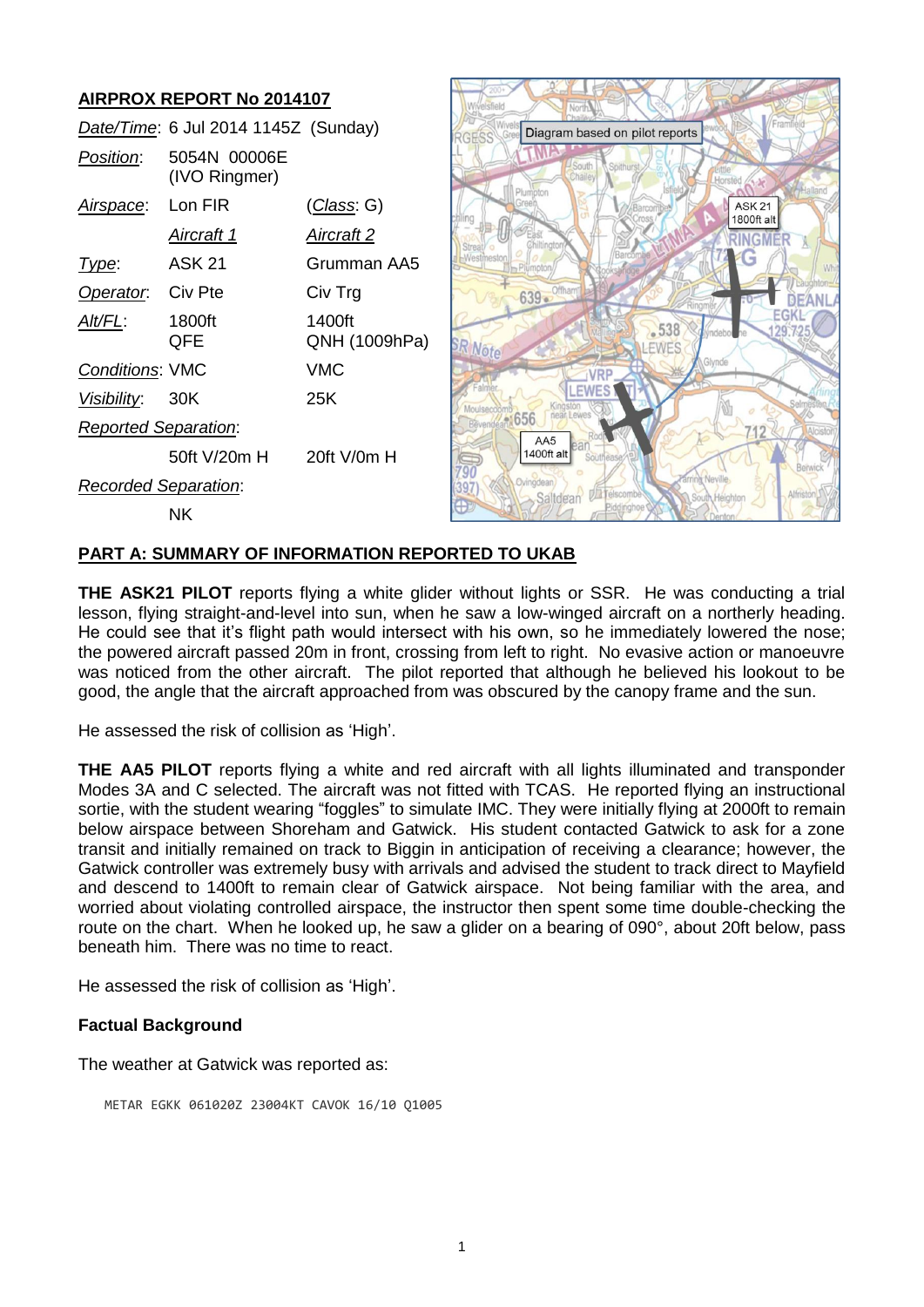## AIRPROX REPORT No 2014107

| | | |
|---|---|---|
| *Date/Time*: | 6 Jul 2014 1145Z (Sunday) | |
| *Position*: | 5054N 00006E (IVO Ringmer) | |
| *Airspace*: | Lon FIR | (*Class*: G) |
| | *Aircraft 1* | *Aircraft 2* |
| *Type*: | ASK 21 | Grumman AA5 |
| *Operator*: | Civ Pte | Civ Trg |
| *Alt/FL*: | 1800ft QFE | 1400ft QNH (1009hPa) |
| *Conditions*: | VMC | VMC |
| *Visibility*: | 30K | 25K |
| *Reported Separation*: | | |
| | 50ft V/20m H | 20ft V/0m H |
| *Recorded Separation*: | | |
| | NK | |

Diagram based on pilot reports

## PART A: SUMMARY OF INFORMATION REPORTED TO UKAB

**THE ASK21 PILOT** reports flying a white glider without lights or SSR. He was conducting a trial lesson, flying straight-and-level into sun, when he saw a low-winged aircraft on a northerly heading. He could see that it's flight path would intersect with his own, so he immediately lowered the nose; the powered aircraft passed 20m in front, crossing from left to right. No evasive action or manoeuvre was noticed from the other aircraft. The pilot reported that although he believed his lookout to be good, the angle that the aircraft approached from was obscured by the canopy frame and the sun.

He assessed the risk of collision as 'High'.

**THE AA5 PILOT** reports flying a white and red aircraft with all lights illuminated and transponder Modes 3A and C selected. The aircraft was not fitted with TCAS. He reported flying an instructional sortie, with the student wearing "foggles" to simulate IMC. They were initially flying at 2000ft to remain below airspace between Shoreham and Gatwick. His student contacted Gatwick to ask for a zone transit and initially remained on track to Biggin in anticipation of receiving a clearance; however, the Gatwick controller was extremely busy with arrivals and advised the student to track direct to Mayfield and descend to 1400ft to remain clear of Gatwick airspace. Not being familiar with the area, and worried about violating controlled airspace, the instructor then spent some time double-checking the route on the chart. When he looked up, he saw a glider on a bearing of 090°, about 20ft below, pass beneath him. There was no time to react.

He assessed the risk of collision as 'High'.

### Factual Background

The weather at Gatwick was reported as:

```
METAR EGKK 061020Z 23004KT CAVOK 16/10 Q1005
```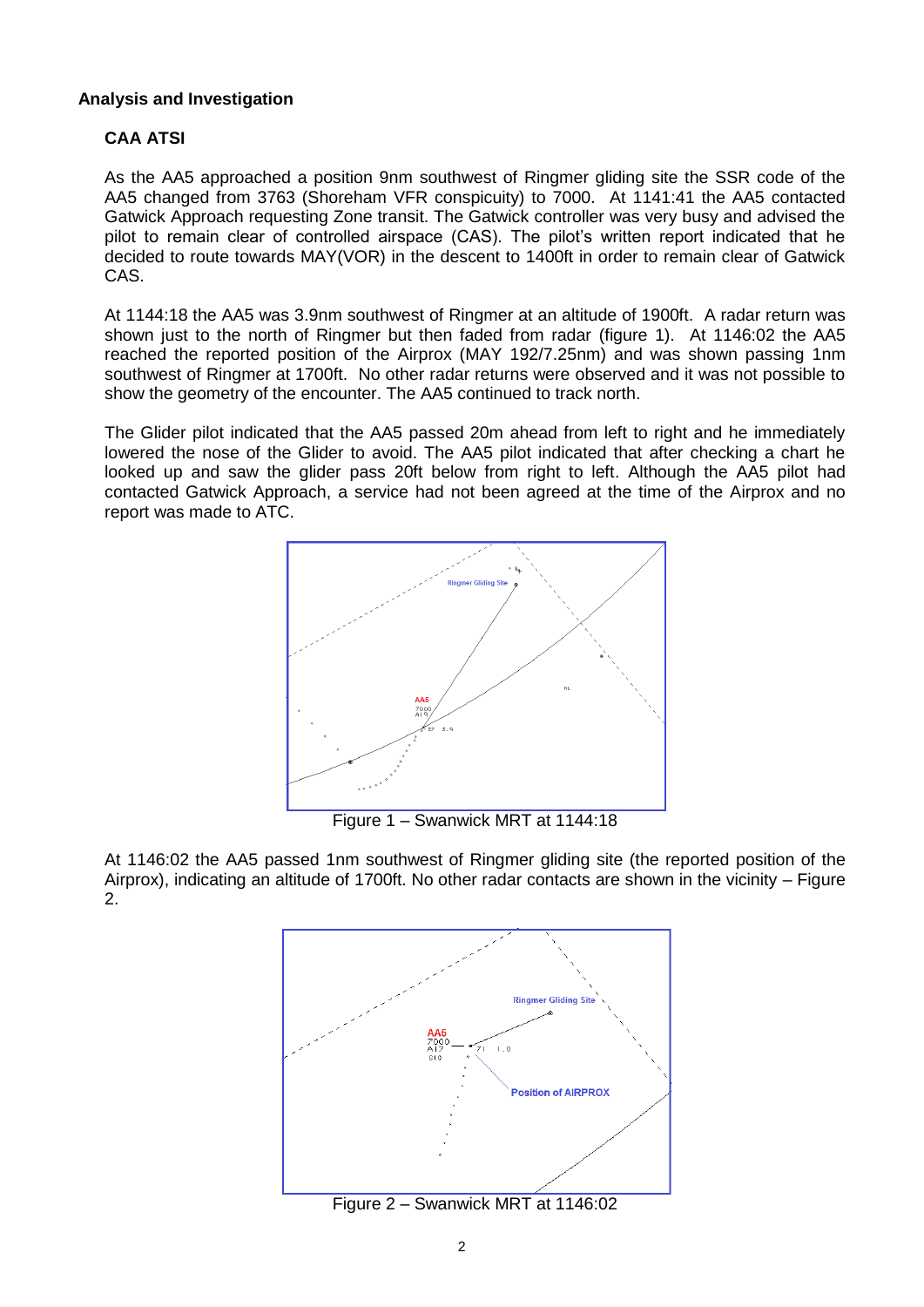## Analysis and Investigation

### CAA ATSI

As the AA5 approached a position 9nm southwest of Ringmer gliding site the SSR code of the AA5 changed from 3763 (Shoreham VFR conspicuity) to 7000. At 1141:41 the AA5 contacted Gatwick Approach requesting Zone transit. The Gatwick controller was very busy and advised the pilot to remain clear of controlled airspace (CAS). The pilot's written report indicated that he decided to route towards MAY(VOR) in the descent to 1400ft in order to remain clear of Gatwick CAS.

At 1144:18 the AA5 was 3.9nm southwest of Ringmer at an altitude of 1900ft. A radar return was shown just to the north of Ringmer but then faded from radar (figure 1). At 1146:02 the AA5 reached the reported position of the Airprox (MAY 192/7.25nm) and was shown passing 1nm southwest of Ringmer at 1700ft. No other radar returns were observed and it was not possible to show the geometry of the encounter. The AA5 continued to track north.

The Glider pilot indicated that the AA5 passed 20m ahead from left to right and he immediately lowered the nose of the Glider to avoid. The AA5 pilot indicated that after checking a chart he looked up and saw the glider pass 20ft below from right to left. Although the AA5 pilot had contacted Gatwick Approach, a service had not been agreed at the time of the Airprox and no report was made to ATC.

Figure 1 – Swanwick MRT at 1144:18

At 1146:02 the AA5 passed 1nm southwest of Ringmer gliding site (the reported position of the Airprox), indicating an altitude of 1700ft. No other radar contacts are shown in the vicinity – Figure 2.

Figure 2 – Swanwick MRT at 1146:02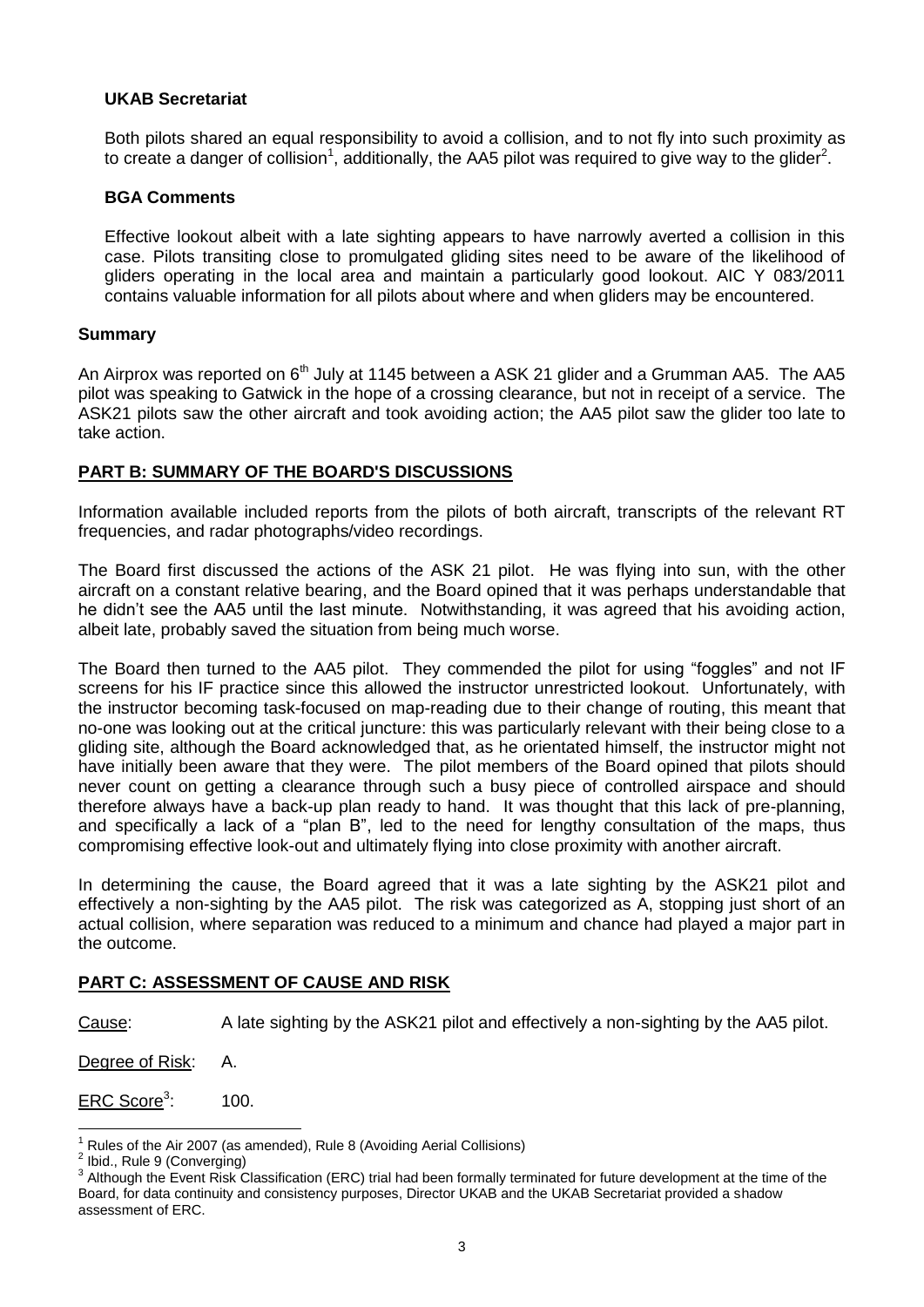**UKAB Secretariat**

Both pilots shared an equal responsibility to avoid a collision, and to not fly into such proximity as to create a danger of collision[1], additionally, the AA5 pilot was required to give way to the glider[2].

**BGA Comments**

Effective lookout albeit with a late sighting appears to have narrowly averted a collision in this case. Pilots transiting close to promulgated gliding sites need to be aware of the likelihood of gliders operating in the local area and maintain a particularly good lookout. AIC Y 083/2011 contains valuable information for all pilots about where and when gliders may be encountered.

## Summary

An Airprox was reported on 6th July at 1145 between a ASK 21 glider and a Grumman AA5. The AA5 pilot was speaking to Gatwick in the hope of a crossing clearance, but not in receipt of a service. The ASK21 pilots saw the other aircraft and took avoiding action; the AA5 pilot saw the glider too late to take action.

## PART B: SUMMARY OF THE BOARD'S DISCUSSIONS

Information available included reports from the pilots of both aircraft, transcripts of the relevant RT frequencies, and radar photographs/video recordings.

The Board first discussed the actions of the ASK 21 pilot. He was flying into sun, with the other aircraft on a constant relative bearing, and the Board opined that it was perhaps understandable that he didn't see the AA5 until the last minute. Notwithstanding, it was agreed that his avoiding action, albeit late, probably saved the situation from being much worse.

The Board then turned to the AA5 pilot. They commended the pilot for using "foggles" and not IF screens for his IF practice since this allowed the instructor unrestricted lookout. Unfortunately, with the instructor becoming task-focused on map-reading due to their change of routing, this meant that no-one was looking out at the critical juncture: this was particularly relevant with their being close to a gliding site, although the Board acknowledged that, as he orientated himself, the instructor might not have initially been aware that they were. The pilot members of the Board opined that pilots should never count on getting a clearance through such a busy piece of controlled airspace and should therefore always have a back-up plan ready to hand. It was thought that this lack of pre-planning, and specifically a lack of a "plan B", led to the need for lengthy consultation of the maps, thus compromising effective look-out and ultimately flying into close proximity with another aircraft.

In determining the cause, the Board agreed that it was a late sighting by the ASK21 pilot and effectively a non-sighting by the AA5 pilot. The risk was categorized as A, stopping just short of an actual collision, where separation was reduced to a minimum and chance had played a major part in the outcome.

## PART C: ASSESSMENT OF CAUSE AND RISK

Cause: A late sighting by the ASK21 pilot and effectively a non-sighting by the AA5 pilot.

Degree of Risk: A.

ERC Score[3]: 100.

---

[1] Rules of the Air 2007 (as amended), Rule 8 (Avoiding Aerial Collisions)

[2] Ibid., Rule 9 (Converging)

[3] Although the Event Risk Classification (ERC) trial had been formally terminated for future development at the time of the Board, for data continuity and consistency purposes, Director UKAB and the UKAB Secretariat provided a shadow assessment of ERC.